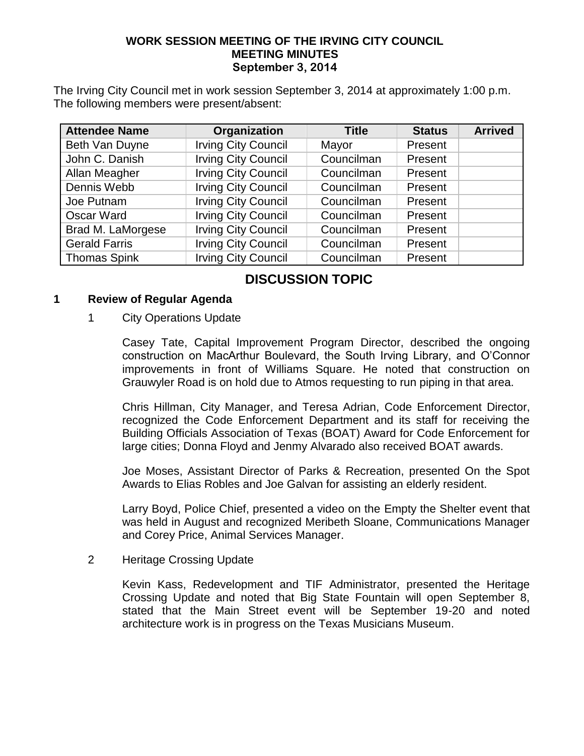**WORK SESSION MEETING OF THE IRVING CITY COUNCIL**
**MEETING MINUTES**
**September 3, 2014**

The Irving City Council met in work session September 3, 2014 at approximately 1:00 p.m. The following members were present/absent:

| Attendee Name | Organization | Title | Status | Arrived |
|---|---|---|---|---|
| Beth Van Duyne | Irving City Council | Mayor | Present | |
| John C. Danish | Irving City Council | Councilman | Present | |
| Allan Meagher | Irving City Council | Councilman | Present | |
| Dennis Webb | Irving City Council | Councilman | Present | |
| Joe Putnam | Irving City Council | Councilman | Present | |
| Oscar Ward | Irving City Council | Councilman | Present | |
| Brad M. LaMorgese | Irving City Council | Councilman | Present | |
| Gerald Farris | Irving City Council | Councilman | Present | |
| Thomas Spink | Irving City Council | Councilman | Present | |

## DISCUSSION TOPIC

### 1 Review of Regular Agenda

1 City Operations Update

Casey Tate, Capital Improvement Program Director, described the ongoing construction on MacArthur Boulevard, the South Irving Library, and O'Connor improvements in front of Williams Square. He noted that construction on Grauwyler Road is on hold due to Atmos requesting to run piping in that area.

Chris Hillman, City Manager, and Teresa Adrian, Code Enforcement Director, recognized the Code Enforcement Department and its staff for receiving the Building Officials Association of Texas (BOAT) Award for Code Enforcement for large cities; Donna Floyd and Jenmy Alvarado also received BOAT awards.

Joe Moses, Assistant Director of Parks & Recreation, presented On the Spot Awards to Elias Robles and Joe Galvan for assisting an elderly resident.

Larry Boyd, Police Chief, presented a video on the Empty the Shelter event that was held in August and recognized Meribeth Sloane, Communications Manager and Corey Price, Animal Services Manager.

2 Heritage Crossing Update

Kevin Kass, Redevelopment and TIF Administrator, presented the Heritage Crossing Update and noted that Big State Fountain will open September 8, stated that the Main Street event will be September 19-20 and noted architecture work is in progress on the Texas Musicians Museum.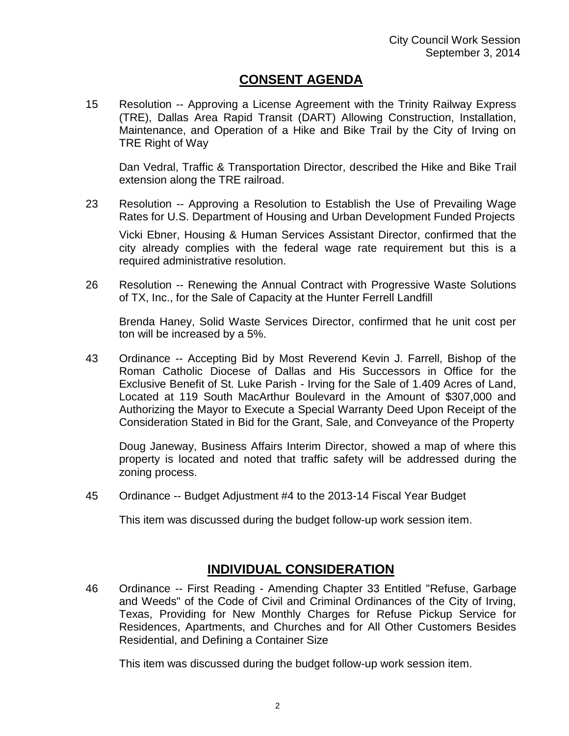## CONSENT AGENDA

15 Resolution -- Approving a License Agreement with the Trinity Railway Express (TRE), Dallas Area Rapid Transit (DART) Allowing Construction, Installation, Maintenance, and Operation of a Hike and Bike Trail by the City of Irving on TRE Right of Way

Dan Vedral, Traffic & Transportation Director, described the Hike and Bike Trail extension along the TRE railroad.

23 Resolution -- Approving a Resolution to Establish the Use of Prevailing Wage Rates for U.S. Department of Housing and Urban Development Funded Projects

Vicki Ebner, Housing & Human Services Assistant Director, confirmed that the city already complies with the federal wage rate requirement but this is a required administrative resolution.

26 Resolution -- Renewing the Annual Contract with Progressive Waste Solutions of TX, Inc., for the Sale of Capacity at the Hunter Ferrell Landfill

Brenda Haney, Solid Waste Services Director, confirmed that he unit cost per ton will be increased by a 5%.

43 Ordinance -- Accepting Bid by Most Reverend Kevin J. Farrell, Bishop of the Roman Catholic Diocese of Dallas and His Successors in Office for the Exclusive Benefit of St. Luke Parish - Irving for the Sale of 1.409 Acres of Land, Located at 119 South MacArthur Boulevard in the Amount of $307,000 and Authorizing the Mayor to Execute a Special Warranty Deed Upon Receipt of the Consideration Stated in Bid for the Grant, Sale, and Conveyance of the Property

Doug Janeway, Business Affairs Interim Director, showed a map of where this property is located and noted that traffic safety will be addressed during the zoning process.

45 Ordinance -- Budget Adjustment #4 to the 2013-14 Fiscal Year Budget

This item was discussed during the budget follow-up work session item.

## INDIVIDUAL CONSIDERATION

46 Ordinance -- First Reading - Amending Chapter 33 Entitled "Refuse, Garbage and Weeds" of the Code of Civil and Criminal Ordinances of the City of Irving, Texas, Providing for New Monthly Charges for Refuse Pickup Service for Residences, Apartments, and Churches and for All Other Customers Besides Residential, and Defining a Container Size

This item was discussed during the budget follow-up work session item.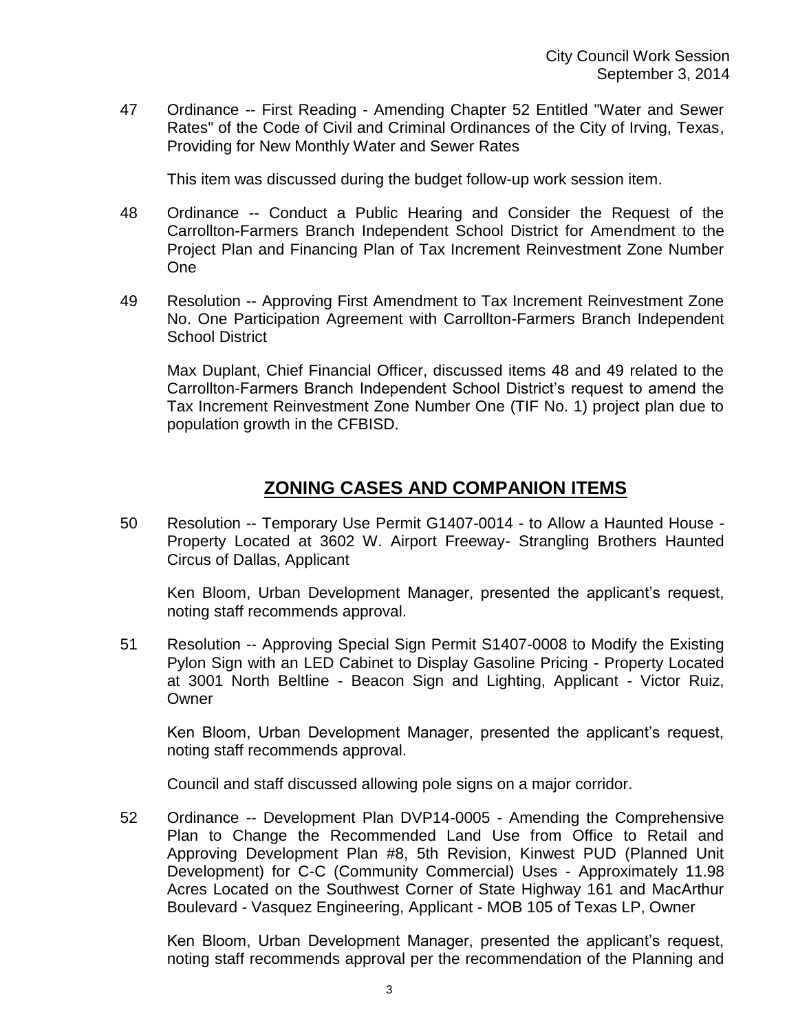47 Ordinance -- First Reading - Amending Chapter 52 Entitled "Water and Sewer Rates" of the Code of Civil and Criminal Ordinances of the City of Irving, Texas, Providing for New Monthly Water and Sewer Rates

This item was discussed during the budget follow-up work session item.

48 Ordinance -- Conduct a Public Hearing and Consider the Request of the Carrollton-Farmers Branch Independent School District for Amendment to the Project Plan and Financing Plan of Tax Increment Reinvestment Zone Number One

49 Resolution -- Approving First Amendment to Tax Increment Reinvestment Zone No. One Participation Agreement with Carrollton-Farmers Branch Independent School District

Max Duplant, Chief Financial Officer, discussed items 48 and 49 related to the Carrollton-Farmers Branch Independent School District's request to amend the Tax Increment Reinvestment Zone Number One (TIF No. 1) project plan due to population growth in the CFBISD.

## ZONING CASES AND COMPANION ITEMS

50 Resolution -- Temporary Use Permit G1407-0014 - to Allow a Haunted House - Property Located at 3602 W. Airport Freeway- Strangling Brothers Haunted Circus of Dallas, Applicant

Ken Bloom, Urban Development Manager, presented the applicant's request, noting staff recommends approval.

51 Resolution -- Approving Special Sign Permit S1407-0008 to Modify the Existing Pylon Sign with an LED Cabinet to Display Gasoline Pricing - Property Located at 3001 North Beltline - Beacon Sign and Lighting, Applicant - Victor Ruiz, Owner

Ken Bloom, Urban Development Manager, presented the applicant's request, noting staff recommends approval.

Council and staff discussed allowing pole signs on a major corridor.

52 Ordinance -- Development Plan DVP14-0005 - Amending the Comprehensive Plan to Change the Recommended Land Use from Office to Retail and Approving Development Plan #8, 5th Revision, Kinwest PUD (Planned Unit Development) for C-C (Community Commercial) Uses - Approximately 11.98 Acres Located on the Southwest Corner of State Highway 161 and MacArthur Boulevard - Vasquez Engineering, Applicant - MOB 105 of Texas LP, Owner

Ken Bloom, Urban Development Manager, presented the applicant's request, noting staff recommends approval per the recommendation of the Planning and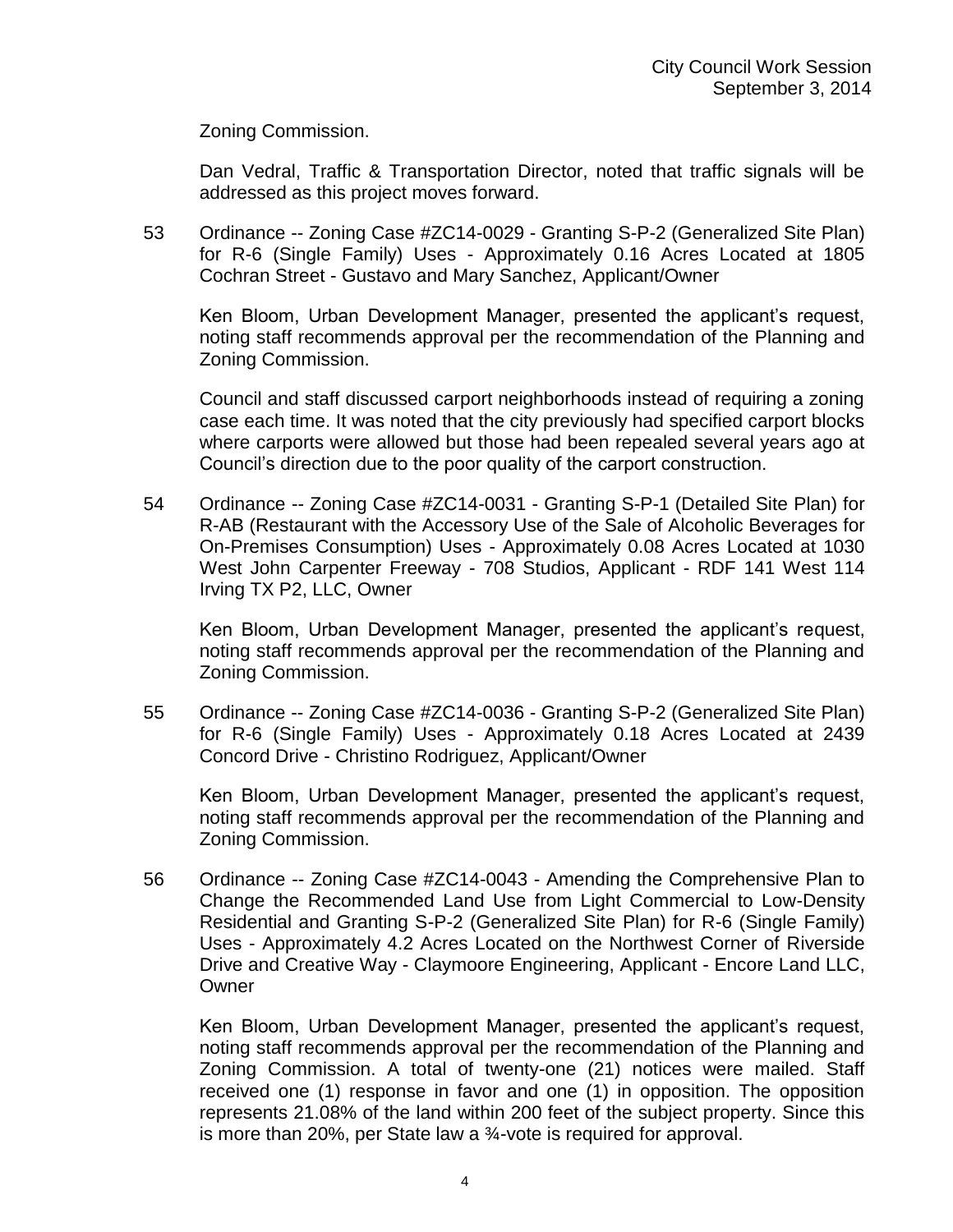Zoning Commission.

Dan Vedral, Traffic & Transportation Director, noted that traffic signals will be addressed as this project moves forward.

53 Ordinance -- Zoning Case #ZC14-0029 - Granting S-P-2 (Generalized Site Plan) for R-6 (Single Family) Uses - Approximately 0.16 Acres Located at 1805 Cochran Street - Gustavo and Mary Sanchez, Applicant/Owner

Ken Bloom, Urban Development Manager, presented the applicant's request, noting staff recommends approval per the recommendation of the Planning and Zoning Commission.

Council and staff discussed carport neighborhoods instead of requiring a zoning case each time. It was noted that the city previously had specified carport blocks where carports were allowed but those had been repealed several years ago at Council's direction due to the poor quality of the carport construction.

54 Ordinance -- Zoning Case #ZC14-0031 - Granting S-P-1 (Detailed Site Plan) for R-AB (Restaurant with the Accessory Use of the Sale of Alcoholic Beverages for On-Premises Consumption) Uses - Approximately 0.08 Acres Located at 1030 West John Carpenter Freeway - 708 Studios, Applicant - RDF 141 West 114 Irving TX P2, LLC, Owner

Ken Bloom, Urban Development Manager, presented the applicant's request, noting staff recommends approval per the recommendation of the Planning and Zoning Commission.

55 Ordinance -- Zoning Case #ZC14-0036 - Granting S-P-2 (Generalized Site Plan) for R-6 (Single Family) Uses - Approximately 0.18 Acres Located at 2439 Concord Drive - Christino Rodriguez, Applicant/Owner

Ken Bloom, Urban Development Manager, presented the applicant's request, noting staff recommends approval per the recommendation of the Planning and Zoning Commission.

56 Ordinance -- Zoning Case #ZC14-0043 - Amending the Comprehensive Plan to Change the Recommended Land Use from Light Commercial to Low-Density Residential and Granting S-P-2 (Generalized Site Plan) for R-6 (Single Family) Uses - Approximately 4.2 Acres Located on the Northwest Corner of Riverside Drive and Creative Way - Claymoore Engineering, Applicant - Encore Land LLC, Owner

Ken Bloom, Urban Development Manager, presented the applicant's request, noting staff recommends approval per the recommendation of the Planning and Zoning Commission. A total of twenty-one (21) notices were mailed. Staff received one (1) response in favor and one (1) in opposition. The opposition represents 21.08% of the land within 200 feet of the subject property. Since this is more than 20%, per State law a ¾-vote is required for approval.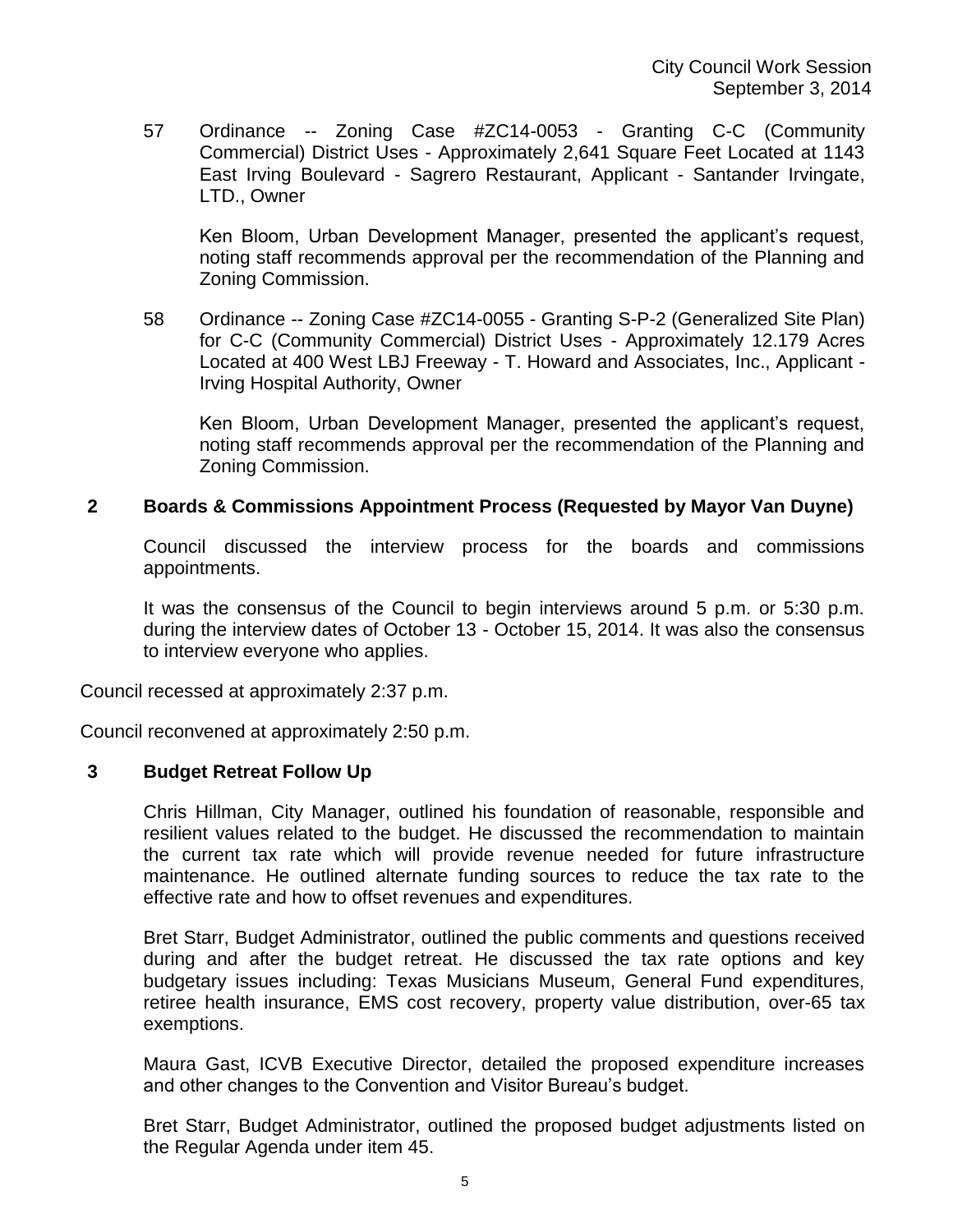57 Ordinance -- Zoning Case #ZC14-0053 - Granting C-C (Community Commercial) District Uses - Approximately 2,641 Square Feet Located at 1143 East Irving Boulevard - Sagrero Restaurant, Applicant - Santander Irvingate, LTD., Owner

Ken Bloom, Urban Development Manager, presented the applicant's request, noting staff recommends approval per the recommendation of the Planning and Zoning Commission.

58 Ordinance -- Zoning Case #ZC14-0055 - Granting S-P-2 (Generalized Site Plan) for C-C (Community Commercial) District Uses - Approximately 12.179 Acres Located at 400 West LBJ Freeway - T. Howard and Associates, Inc., Applicant - Irving Hospital Authority, Owner

Ken Bloom, Urban Development Manager, presented the applicant's request, noting staff recommends approval per the recommendation of the Planning and Zoning Commission.

**2 Boards & Commissions Appointment Process (Requested by Mayor Van Duyne)**

Council discussed the interview process for the boards and commissions appointments.

It was the consensus of the Council to begin interviews around 5 p.m. or 5:30 p.m. during the interview dates of October 13 - October 15, 2014. It was also the consensus to interview everyone who applies.

Council recessed at approximately 2:37 p.m.

Council reconvened at approximately 2:50 p.m.

**3 Budget Retreat Follow Up**

Chris Hillman, City Manager, outlined his foundation of reasonable, responsible and resilient values related to the budget. He discussed the recommendation to maintain the current tax rate which will provide revenue needed for future infrastructure maintenance. He outlined alternate funding sources to reduce the tax rate to the effective rate and how to offset revenues and expenditures.

Bret Starr, Budget Administrator, outlined the public comments and questions received during and after the budget retreat. He discussed the tax rate options and key budgetary issues including: Texas Musicians Museum, General Fund expenditures, retiree health insurance, EMS cost recovery, property value distribution, over-65 tax exemptions.

Maura Gast, ICVB Executive Director, detailed the proposed expenditure increases and other changes to the Convention and Visitor Bureau's budget.

Bret Starr, Budget Administrator, outlined the proposed budget adjustments listed on the Regular Agenda under item 45.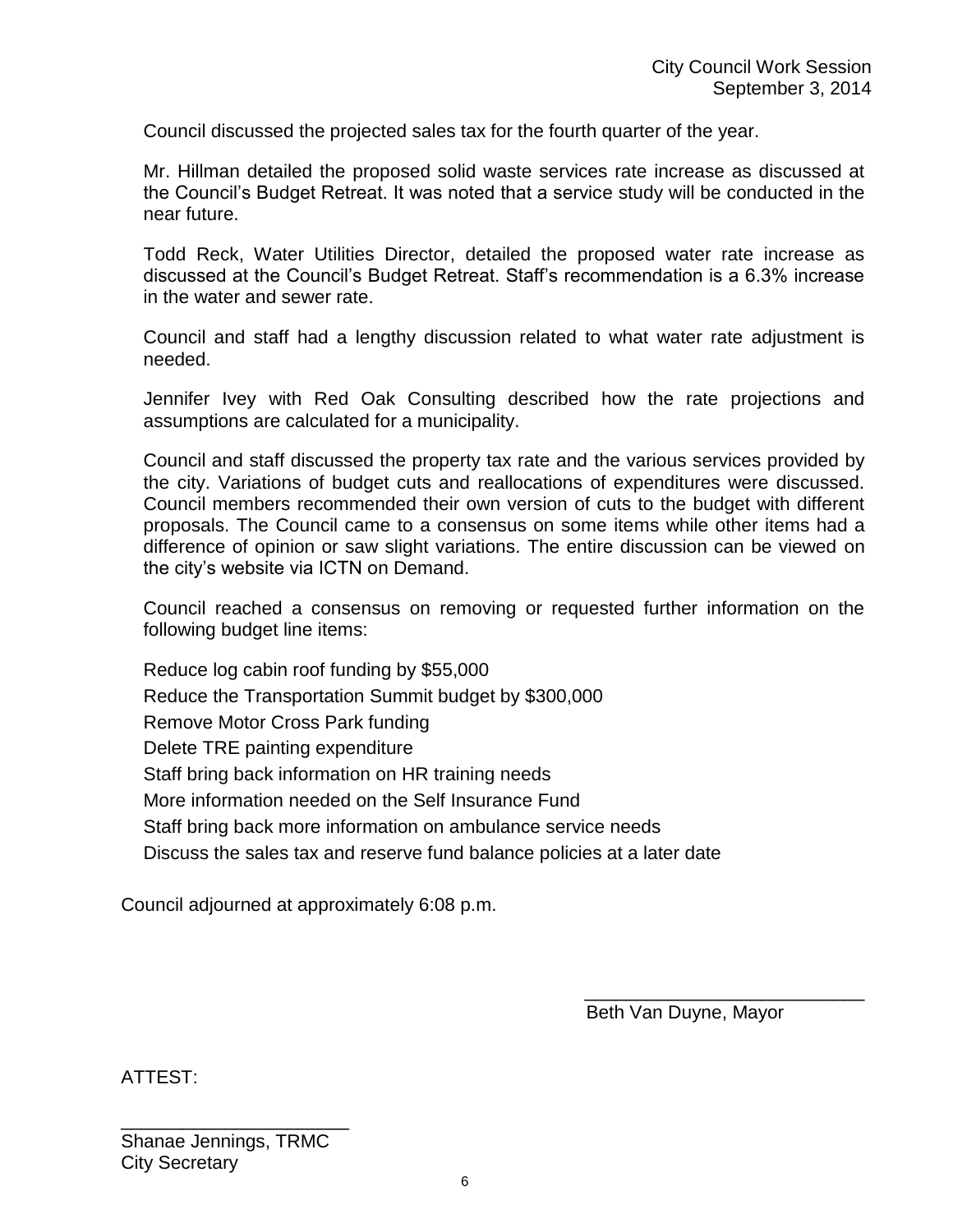Council discussed the projected sales tax for the fourth quarter of the year.

Mr. Hillman detailed the proposed solid waste services rate increase as discussed at the Council's Budget Retreat. It was noted that a service study will be conducted in the near future.

Todd Reck, Water Utilities Director, detailed the proposed water rate increase as discussed at the Council's Budget Retreat. Staff's recommendation is a 6.3% increase in the water and sewer rate.

Council and staff had a lengthy discussion related to what water rate adjustment is needed.

Jennifer Ivey with Red Oak Consulting described how the rate projections and assumptions are calculated for a municipality.

Council and staff discussed the property tax rate and the various services provided by the city. Variations of budget cuts and reallocations of expenditures were discussed. Council members recommended their own version of cuts to the budget with different proposals. The Council came to a consensus on some items while other items had a difference of opinion or saw slight variations. The entire discussion can be viewed on the city's website via ICTN on Demand.

Council reached a consensus on removing or requested further information on the following budget line items:

Reduce log cabin roof funding by $55,000

Reduce the Transportation Summit budget by $300,000

Remove Motor Cross Park funding

Delete TRE painting expenditure

Staff bring back information on HR training needs

More information needed on the Self Insurance Fund

Staff bring back more information on ambulance service needs

Discuss the sales tax and reserve fund balance policies at a later date

Council adjourned at approximately 6:08 p.m.

\_\_\_\_\_\_\_\_\_\_\_\_\_\_\_\_\_\_\_\_\_\_\_\_\_\_\_\_
Beth Van Duyne, Mayor

ATTEST:

\_\_\_\_\_\_\_\_\_\_\_\_\_\_\_\_\_\_\_\_\_\_\_\_
Shanae Jennings, TRMC
City Secretary